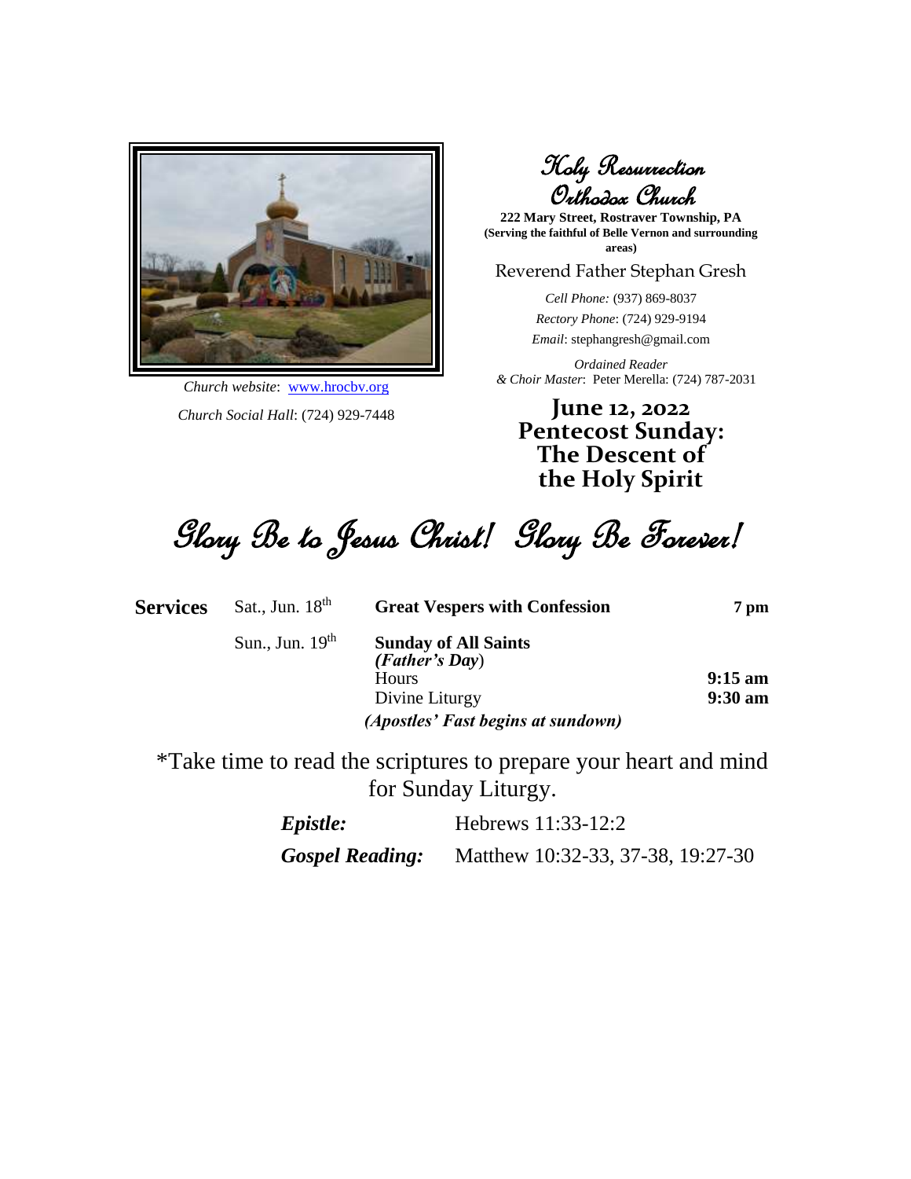# Holy Resurrection Orthodox Church

**222 Mary Street, Rostraver Township, PA**
**(Serving the faithful of Belle Vernon and surrounding areas)**

Reverend Father Stephan Gresh

*Cell Phone:* (937) 869-8037
*Rectory Phone*: (724) 929-9194
*Email*: stephangresh@gmail.com

*Ordained Reader & Choir Master*: Peter Merella: (724) 787-2031

*Church website*: www.hrocbv.org
*Church Social Hall*: (724) 929-7448

## June 12, 2022
## Pentecost Sunday: The Descent of the Holy Spirit

# Glory Be to Jesus Christ! Glory Be Forever!

| **Services** | Sat., Jun. 18th | **Great Vespers with Confession** | **7 pm** |
|---|---|---|---|
| | Sun., Jun. 19th | **Sunday of All Saints** ***(Father's Day)*** | |
| | | Hours | **9:15 am** |
| | | Divine Liturgy | **9:30 am** |
| | | ***(Apostles' Fast begins at sundown)*** | |

*Take time to read the scriptures to prepare your heart and mind for Sunday Liturgy.

***Epistle:*** Hebrews 11:33-12:2

***Gospel Reading:*** Matthew 10:32-33, 37-38, 19:27-30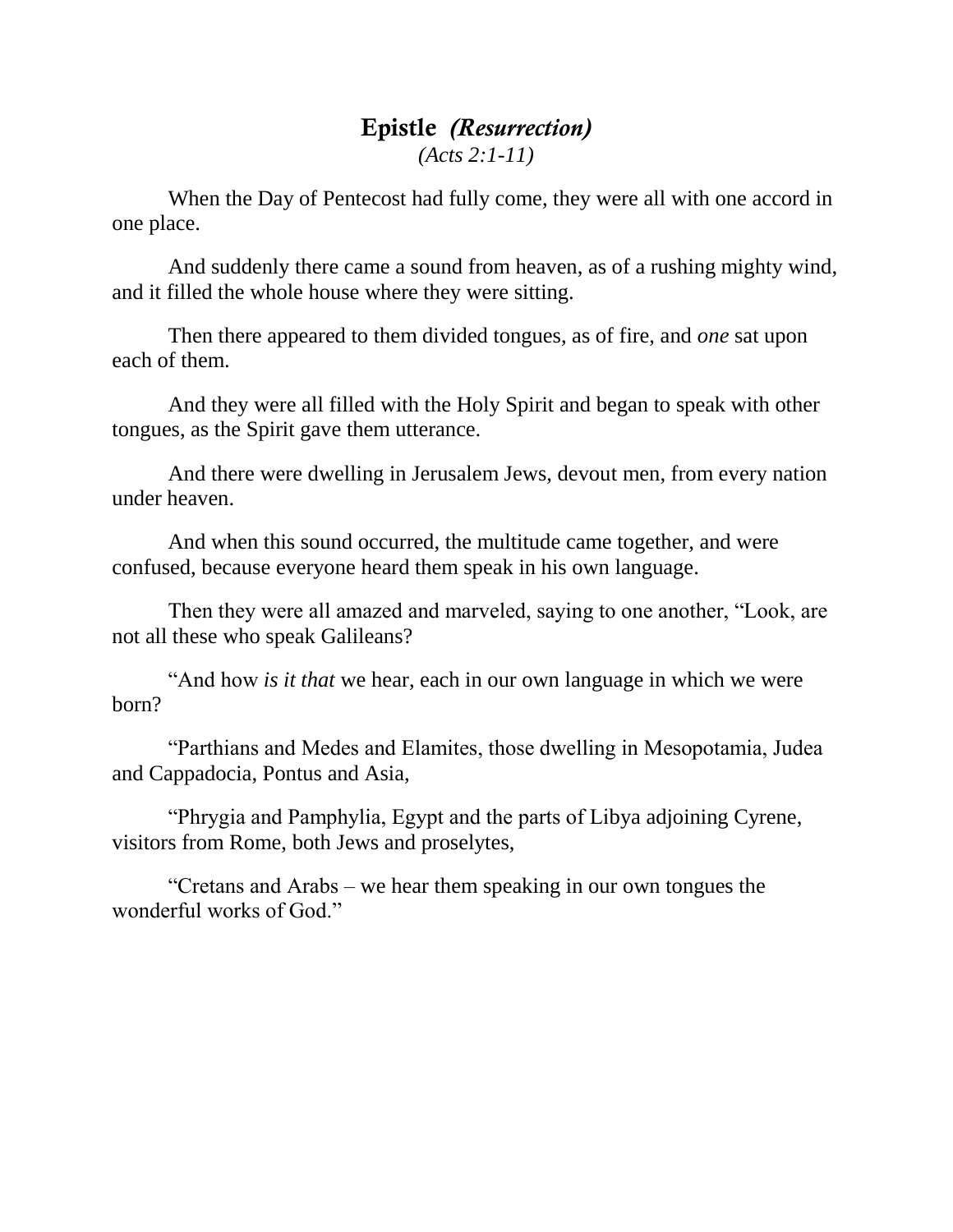## **Epistle** *(Resurrection)*

*(Acts 2:1-11)*

When the Day of Pentecost had fully come, they were all with one accord in one place.

And suddenly there came a sound from heaven, as of a rushing mighty wind, and it filled the whole house where they were sitting.

Then there appeared to them divided tongues, as of fire, and *one* sat upon each of them.

And they were all filled with the Holy Spirit and began to speak with other tongues, as the Spirit gave them utterance.

And there were dwelling in Jerusalem Jews, devout men, from every nation under heaven.

And when this sound occurred, the multitude came together, and were confused, because everyone heard them speak in his own language.

Then they were all amazed and marveled, saying to one another, "Look, are not all these who speak Galileans?

"And how *is it that* we hear, each in our own language in which we were born?

"Parthians and Medes and Elamites, those dwelling in Mesopotamia, Judea and Cappadocia, Pontus and Asia,

"Phrygia and Pamphylia, Egypt and the parts of Libya adjoining Cyrene, visitors from Rome, both Jews and proselytes,

"Cretans and Arabs – we hear them speaking in our own tongues the wonderful works of God."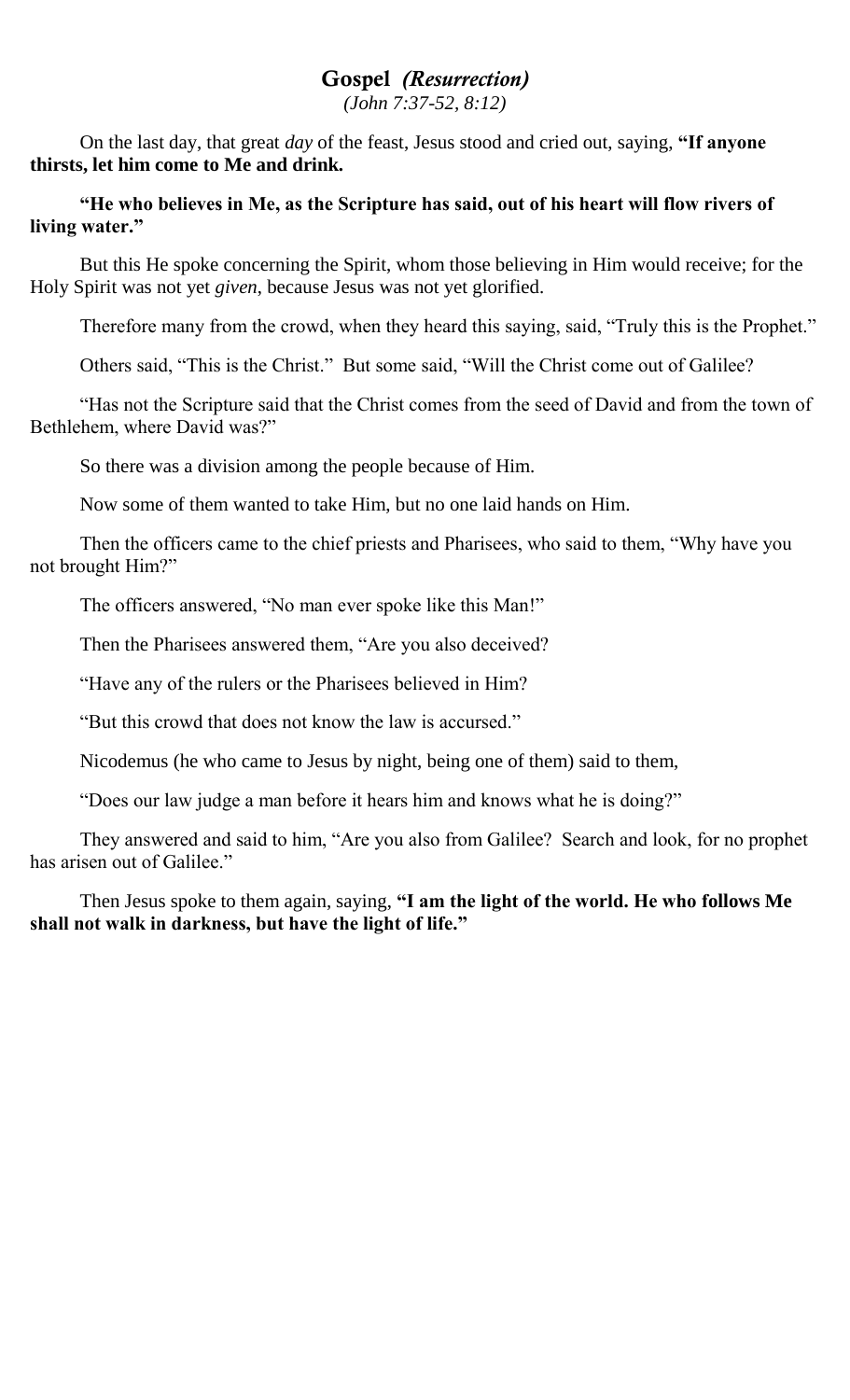## Gospel *(Resurrection)*

*(John 7:37-52, 8:12)*

On the last day, that great *day* of the feast, Jesus stood and cried out, saying, **"If anyone thirsts, let him come to Me and drink.**

**"He who believes in Me, as the Scripture has said, out of his heart will flow rivers of living water."**

But this He spoke concerning the Spirit, whom those believing in Him would receive; for the Holy Spirit was not yet *given*, because Jesus was not yet glorified.

Therefore many from the crowd, when they heard this saying, said, "Truly this is the Prophet."

Others said, "This is the Christ." But some said, "Will the Christ come out of Galilee?

"Has not the Scripture said that the Christ comes from the seed of David and from the town of Bethlehem, where David was?"

So there was a division among the people because of Him.

Now some of them wanted to take Him, but no one laid hands on Him.

Then the officers came to the chief priests and Pharisees, who said to them, "Why have you not brought Him?"

The officers answered, "No man ever spoke like this Man!"

Then the Pharisees answered them, "Are you also deceived?

"Have any of the rulers or the Pharisees believed in Him?

"But this crowd that does not know the law is accursed."

Nicodemus (he who came to Jesus by night, being one of them) said to them,

"Does our law judge a man before it hears him and knows what he is doing?"

They answered and said to him, "Are you also from Galilee? Search and look, for no prophet has arisen out of Galilee."

Then Jesus spoke to them again, saying, **"I am the light of the world. He who follows Me shall not walk in darkness, but have the light of life."**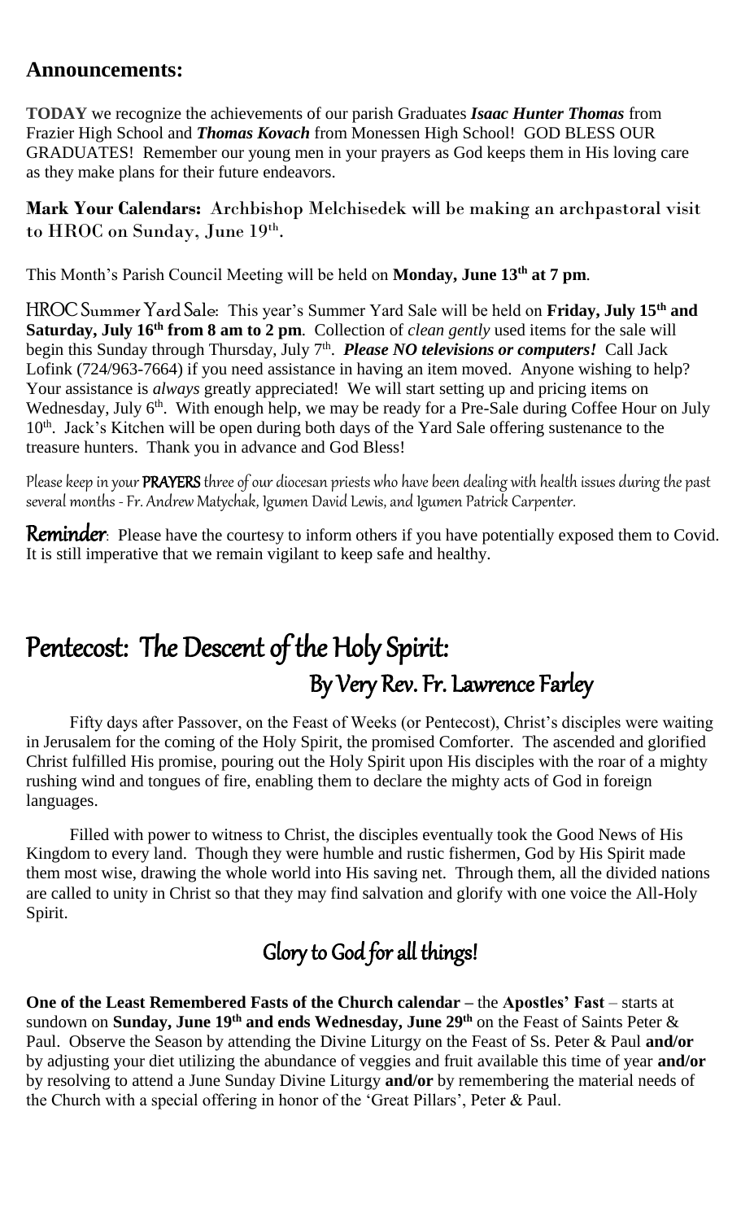## Announcements:

**TODAY** we recognize the achievements of our parish Graduates ***Isaac Hunter Thomas*** from Frazier High School and ***Thomas Kovach*** from Monessen High School! GOD BLESS OUR GRADUATES! Remember our young men in your prayers as God keeps them in His loving care as they make plans for their future endeavors.

**Mark Your Calendars:** Archbishop Melchisedek will be making an archpastoral visit to HROC on Sunday, June 19th.

This Month's Parish Council Meeting will be held on **Monday, June 13th at 7 pm**.

HROC Summer Yard Sale: This year's Summer Yard Sale will be held on **Friday, July 15th and Saturday, July 16th from 8 am to 2 pm**. Collection of *clean gently* used items for the sale will begin this Sunday through Thursday, July 7th. ***Please NO televisions or computers!*** Call Jack Lofink (724/963-7664) if you need assistance in having an item moved. Anyone wishing to help? Your assistance is *always* greatly appreciated! We will start setting up and pricing items on Wednesday, July 6th. With enough help, we may be ready for a Pre-Sale during Coffee Hour on July 10th. Jack's Kitchen will be open during both days of the Yard Sale offering sustenance to the treasure hunters. Thank you in advance and God Bless!

Please keep in your **PRAYERS** three of our diocesan priests who have been dealing with health issues during the past several months - Fr. Andrew Matychak, Igumen David Lewis, and Igumen Patrick Carpenter.

**Reminder**: Please have the courtesy to inform others if you have potentially exposed them to Covid. It is still imperative that we remain vigilant to keep safe and healthy.

# Pentecost: The Descent of the Holy Spirit:

## By Very Rev. Fr. Lawrence Farley

Fifty days after Passover, on the Feast of Weeks (or Pentecost), Christ's disciples were waiting in Jerusalem for the coming of the Holy Spirit, the promised Comforter. The ascended and glorified Christ fulfilled His promise, pouring out the Holy Spirit upon His disciples with the roar of a mighty rushing wind and tongues of fire, enabling them to declare the mighty acts of God in foreign languages.

Filled with power to witness to Christ, the disciples eventually took the Good News of His Kingdom to every land. Though they were humble and rustic fishermen, God by His Spirit made them most wise, drawing the whole world into His saving net. Through them, all the divided nations are called to unity in Christ so that they may find salvation and glorify with one voice the All-Holy Spirit.

## Glory to God for all things!

**One of the Least Remembered Fasts of the Church calendar –** the **Apostles' Fast** – starts at sundown on **Sunday, June 19th and ends Wednesday, June 29th** on the Feast of Saints Peter & Paul. Observe the Season by attending the Divine Liturgy on the Feast of Ss. Peter & Paul **and/or** by adjusting your diet utilizing the abundance of veggies and fruit available this time of year **and/or** by resolving to attend a June Sunday Divine Liturgy **and/or** by remembering the material needs of the Church with a special offering in honor of the 'Great Pillars', Peter & Paul.